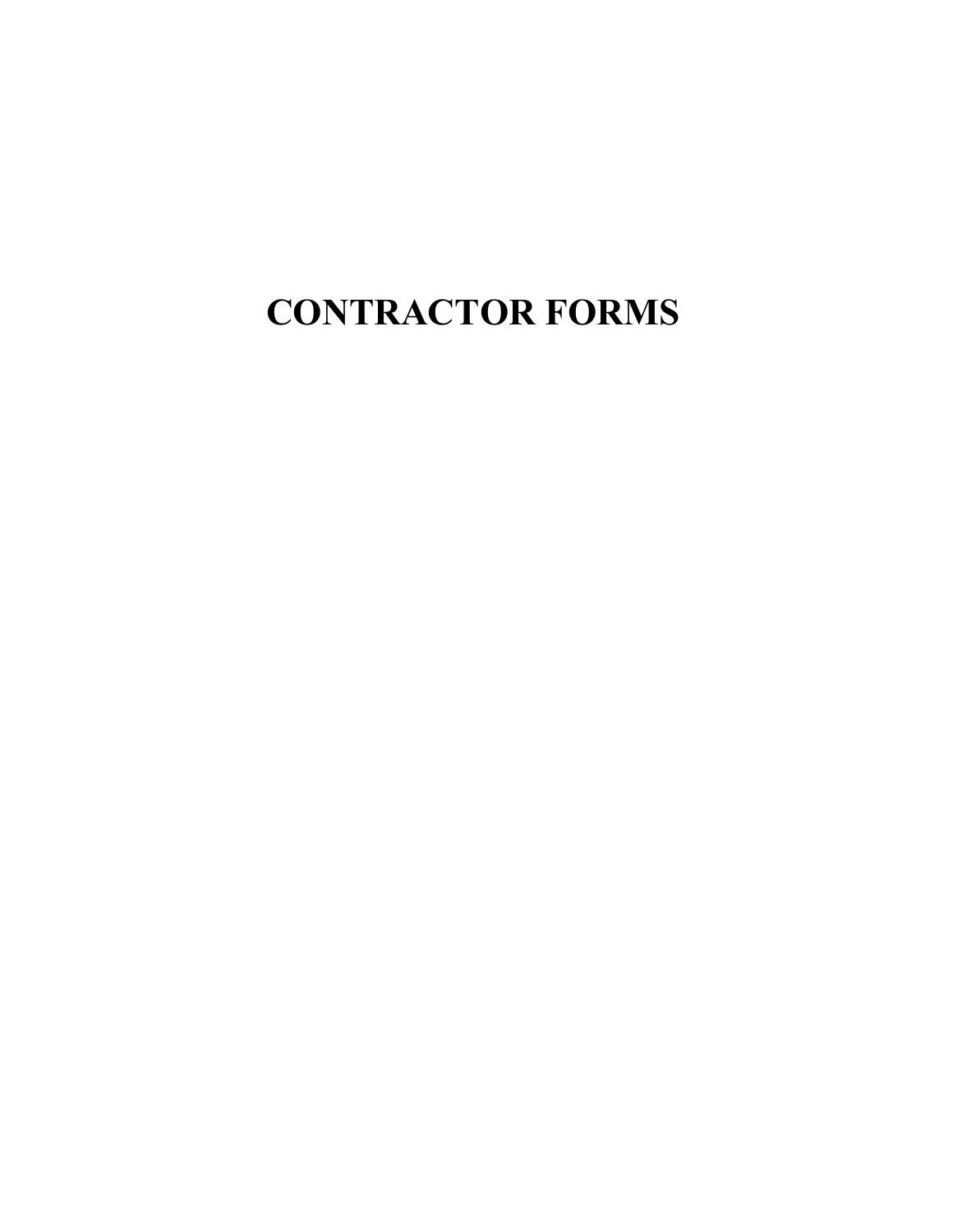# CONTRACTOR FORMS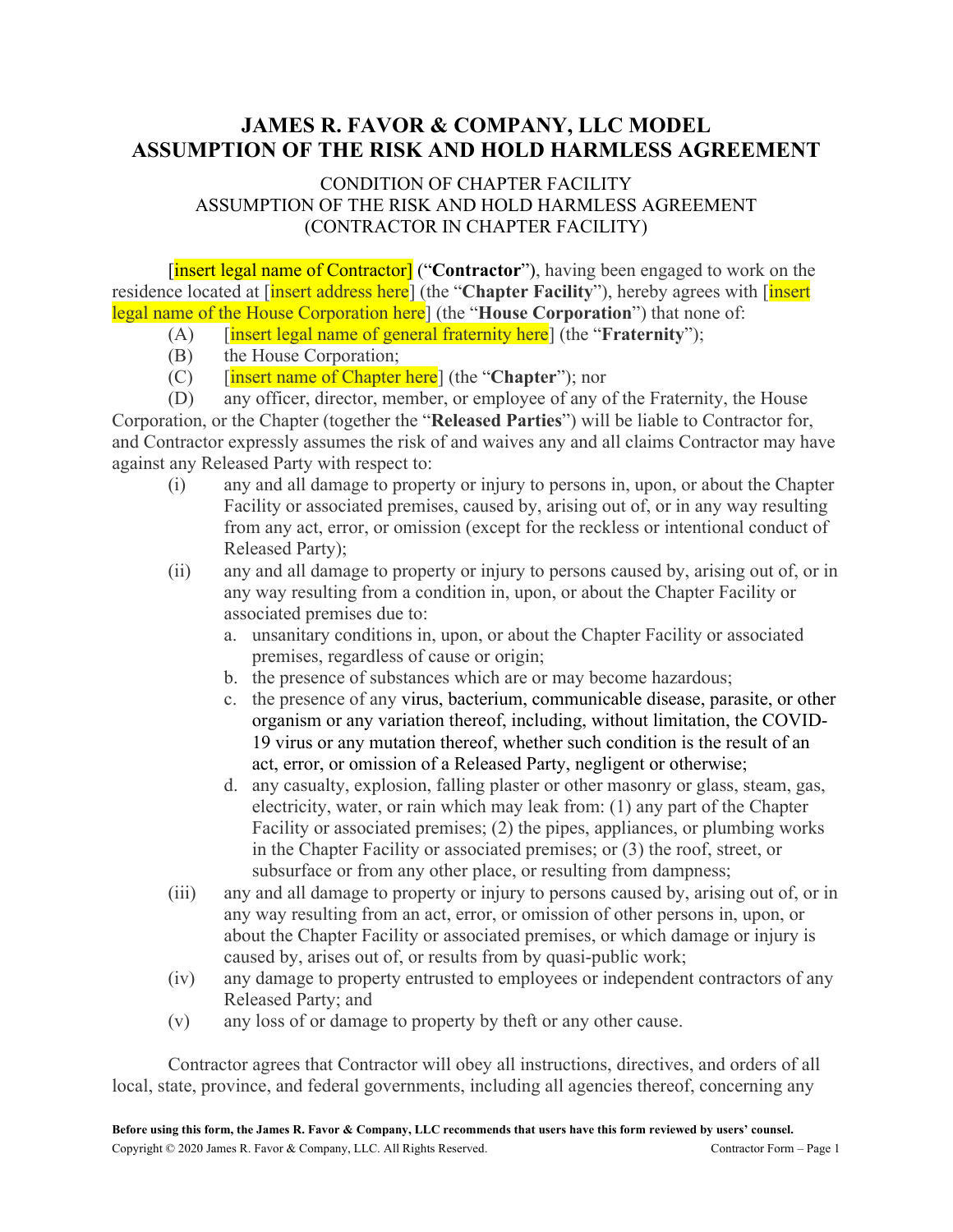# JAMES R. FAVOR & COMPANY, LLC MODEL ASSUMPTION OF THE RISK AND HOLD HARMLESS AGREEMENT

CONDITION OF CHAPTER FACILITY
ASSUMPTION OF THE RISK AND HOLD HARMLESS AGREEMENT
(CONTRACTOR IN CHAPTER FACILITY)

[insert legal name of Contractor] ("**Contractor**"), having been engaged to work on the residence located at [insert address here] (the "**Chapter Facility**"), hereby agrees with [insert legal name of the House Corporation here] (the "**House Corporation**") that none of:

(A) [insert legal name of general fraternity here] (the "**Fraternity**");

(B) the House Corporation;

(C) [insert name of Chapter here] (the "**Chapter**"); nor

(D) any officer, director, member, or employee of any of the Fraternity, the House Corporation, or the Chapter (together the "**Released Parties**") will be liable to Contractor for, and Contractor expressly assumes the risk of and waives any and all claims Contractor may have against any Released Party with respect to:

(i) any and all damage to property or injury to persons in, upon, or about the Chapter Facility or associated premises, caused by, arising out of, or in any way resulting from any act, error, or omission (except for the reckless or intentional conduct of Released Party);

(ii) any and all damage to property or injury to persons caused by, arising out of, or in any way resulting from a condition in, upon, or about the Chapter Facility or associated premises due to:

  a. unsanitary conditions in, upon, or about the Chapter Facility or associated premises, regardless of cause or origin;
  b. the presence of substances which are or may become hazardous;
  c. the presence of any virus, bacterium, communicable disease, parasite, or other organism or any variation thereof, including, without limitation, the COVID-19 virus or any mutation thereof, whether such condition is the result of an act, error, or omission of a Released Party, negligent or otherwise;
  d. any casualty, explosion, falling plaster or other masonry or glass, steam, gas, electricity, water, or rain which may leak from: (1) any part of the Chapter Facility or associated premises; (2) the pipes, appliances, or plumbing works in the Chapter Facility or associated premises; or (3) the roof, street, or subsurface or from any other place, or resulting from dampness;

(iii) any and all damage to property or injury to persons caused by, arising out of, or in any way resulting from an act, error, or omission of other persons in, upon, or about the Chapter Facility or associated premises, or which damage or injury is caused by, arises out of, or results from by quasi-public work;

(iv) any damage to property entrusted to employees or independent contractors of any Released Party; and

(v) any loss of or damage to property by theft or any other cause.

Contractor agrees that Contractor will obey all instructions, directives, and orders of all local, state, province, and federal governments, including all agencies thereof, concerning any

**Before using this form, the James R. Favor & Company, LLC recommends that users have this form reviewed by users' counsel.**
Copyright © 2020 James R. Favor & Company, LLC. All Rights Reserved.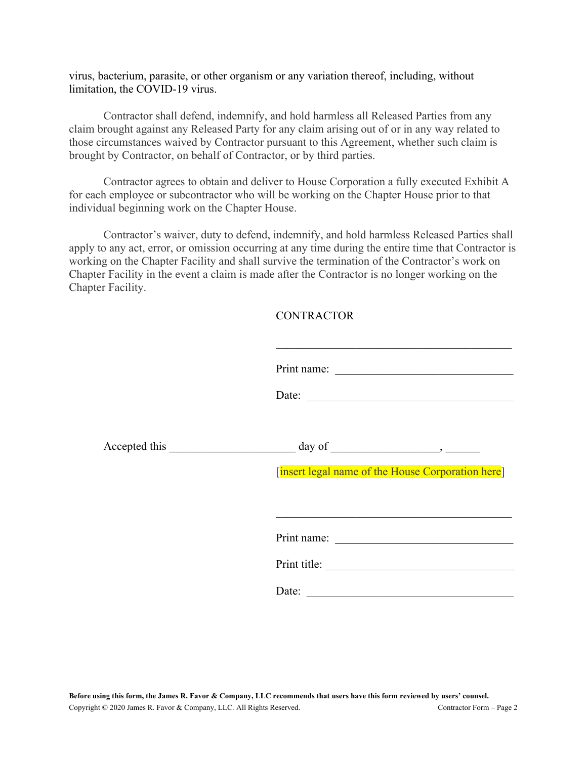virus, bacterium, parasite, or other organism or any variation thereof, including, without limitation, the COVID-19 virus.

Contractor shall defend, indemnify, and hold harmless all Released Parties from any claim brought against any Released Party for any claim arising out of or in any way related to those circumstances waived by Contractor pursuant to this Agreement, whether such claim is brought by Contractor, on behalf of Contractor, or by third parties.

Contractor agrees to obtain and deliver to House Corporation a fully executed Exhibit A for each employee or subcontractor who will be working on the Chapter House prior to that individual beginning work on the Chapter House.

Contractor's waiver, duty to defend, indemnify, and hold harmless Released Parties shall apply to any act, error, or omission occurring at any time during the entire time that Contractor is working on the Chapter Facility and shall survive the termination of the Contractor's work on Chapter Facility in the event a claim is made after the Contractor is no longer working on the Chapter Facility.

CONTRACTOR

\_\_\_\_\_\_\_\_\_\_\_\_\_\_\_\_\_\_\_\_\_\_\_\_\_\_\_\_\_\_\_\_\_\_\_\_\_\_\_\_

Print name: \_\_\_\_\_\_\_\_\_\_\_\_\_\_\_\_\_\_\_\_\_\_\_\_\_\_\_\_\_\_

Date: \_\_\_\_\_\_\_\_\_\_\_\_\_\_\_\_\_\_\_\_\_\_\_\_\_\_\_\_\_\_\_\_\_\_\_\_

Accepted this \_\_\_\_\_\_\_\_\_\_\_\_\_\_\_\_\_\_\_\_\_ day of \_\_\_\_\_\_\_\_\_\_\_\_\_\_\_\_\_\_, \_\_\_\_\_\_

[insert legal name of the House Corporation here]

\_\_\_\_\_\_\_\_\_\_\_\_\_\_\_\_\_\_\_\_\_\_\_\_\_\_\_\_\_\_\_\_\_\_\_\_\_\_\_\_

Print name: \_\_\_\_\_\_\_\_\_\_\_\_\_\_\_\_\_\_\_\_\_\_\_\_\_\_\_\_\_\_

Print title: \_\_\_\_\_\_\_\_\_\_\_\_\_\_\_\_\_\_\_\_\_\_\_\_\_\_\_\_\_\_\_\_

Date: \_\_\_\_\_\_\_\_\_\_\_\_\_\_\_\_\_\_\_\_\_\_\_\_\_\_\_\_\_\_\_\_\_\_\_\_

**Before using this form, the James R. Favor & Company, LLC recommends that users have this form reviewed by users' counsel.**

Copyright © 2020 James R. Favor & Company, LLC. All Rights Reserved.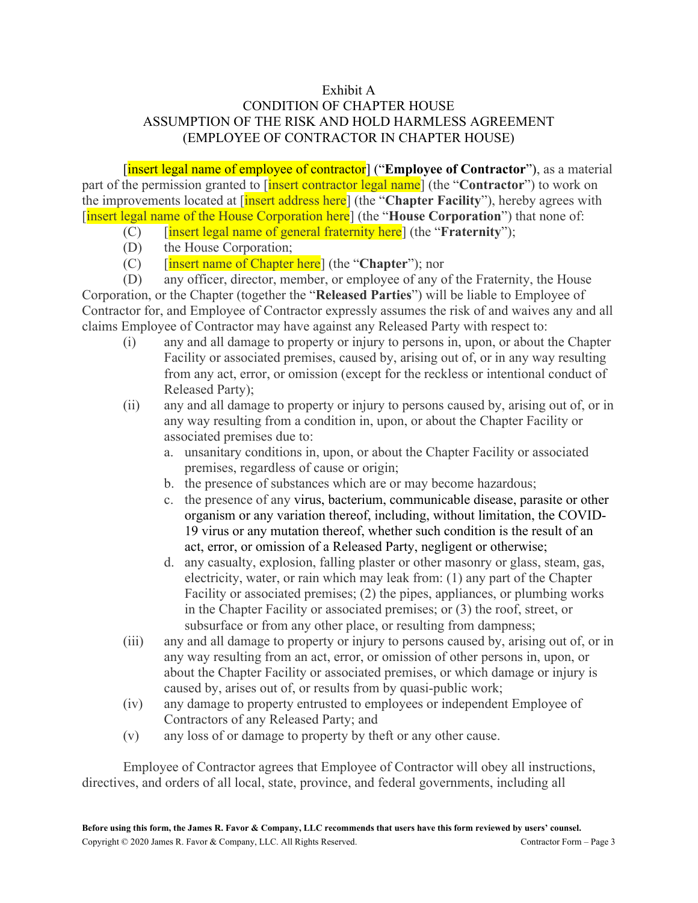Exhibit A
CONDITION OF CHAPTER HOUSE
ASSUMPTION OF THE RISK AND HOLD HARMLESS AGREEMENT
(EMPLOYEE OF CONTRACTOR IN CHAPTER HOUSE)

[insert legal name of employee of contractor] ("**Employee of Contractor**"), as a material part of the permission granted to [insert contractor legal name] (the "**Contractor**") to work on the improvements located at [insert address here] (the "**Chapter Facility**"), hereby agrees with [insert legal name of the House Corporation here] (the "**House Corporation**") that none of:

(C) [insert legal name of general fraternity here] (the "**Fraternity**");

(D) the House Corporation;

(C) [insert name of Chapter here] (the "**Chapter**"); nor

(D) any officer, director, member, or employee of any of the Fraternity, the House Corporation, or the Chapter (together the "**Released Parties**") will be liable to Employee of Contractor for, and Employee of Contractor expressly assumes the risk of and waives any and all claims Employee of Contractor may have against any Released Party with respect to:

(i) any and all damage to property or injury to persons in, upon, or about the Chapter Facility or associated premises, caused by, arising out of, or in any way resulting from any act, error, or omission (except for the reckless or intentional conduct of Released Party);

(ii) any and all damage to property or injury to persons caused by, arising out of, or in any way resulting from a condition in, upon, or about the Chapter Facility or associated premises due to:

  a. unsanitary conditions in, upon, or about the Chapter Facility or associated premises, regardless of cause or origin;
  b. the presence of substances which are or may become hazardous;
  c. the presence of any virus, bacterium, communicable disease, parasite or other organism or any variation thereof, including, without limitation, the COVID-19 virus or any mutation thereof, whether such condition is the result of an act, error, or omission of a Released Party, negligent or otherwise;
  d. any casualty, explosion, falling plaster or other masonry or glass, steam, gas, electricity, water, or rain which may leak from: (1) any part of the Chapter Facility or associated premises; (2) the pipes, appliances, or plumbing works in the Chapter Facility or associated premises; or (3) the roof, street, or subsurface or from any other place, or resulting from dampness;

(iii) any and all damage to property or injury to persons caused by, arising out of, or in any way resulting from an act, error, or omission of other persons in, upon, or about the Chapter Facility or associated premises, or which damage or injury is caused by, arises out of, or results from by quasi-public work;

(iv) any damage to property entrusted to employees or independent Employee of Contractors of any Released Party; and

(v) any loss of or damage to property by theft or any other cause.

Employee of Contractor agrees that Employee of Contractor will obey all instructions, directives, and orders of all local, state, province, and federal governments, including all

**Before using this form, the James R. Favor & Company, LLC recommends that users have this form reviewed by users' counsel.**
Copyright © 2020 James R. Favor & Company, LLC. All Rights Reserved.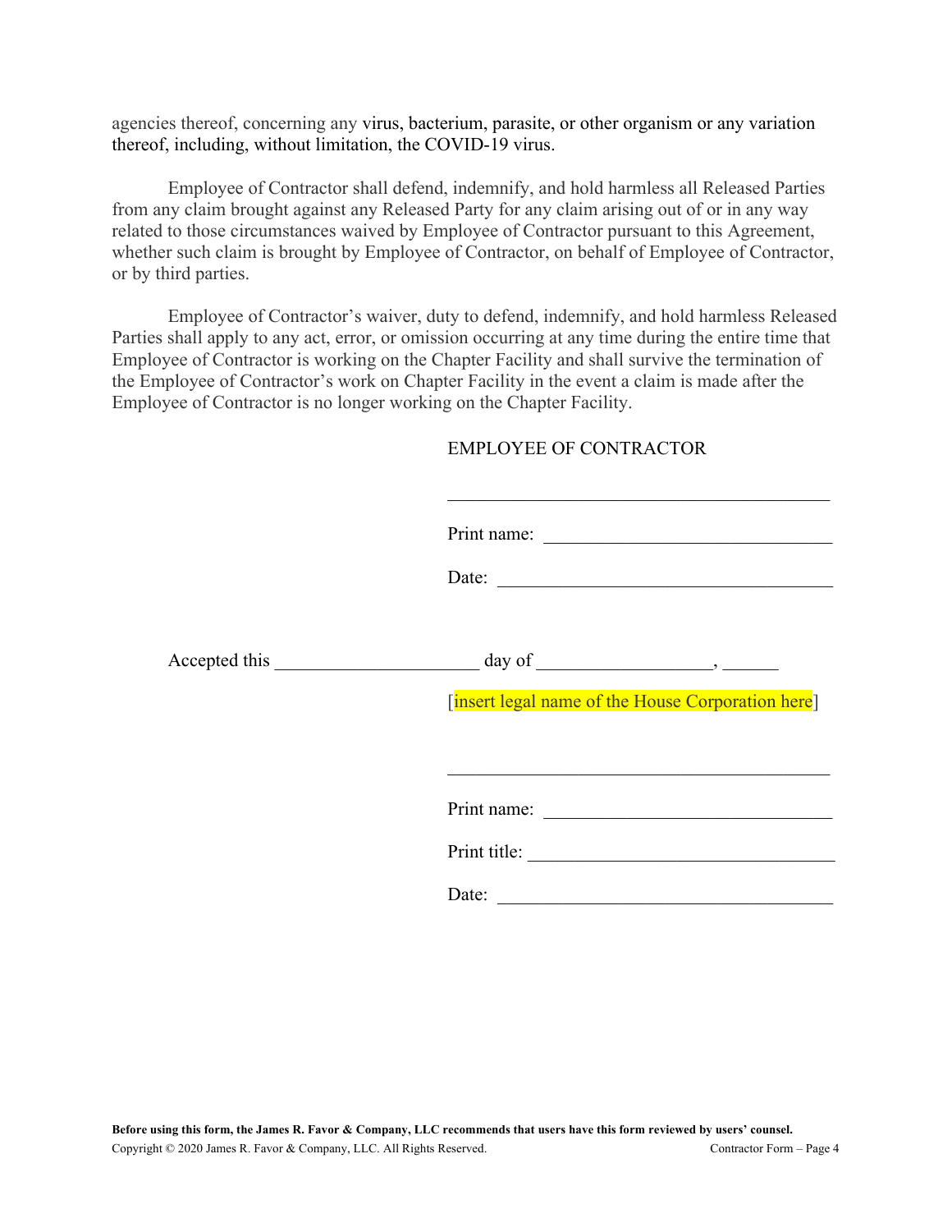agencies thereof, concerning any virus, bacterium, parasite, or other organism or any variation thereof, including, without limitation, the COVID-19 virus.

Employee of Contractor shall defend, indemnify, and hold harmless all Released Parties from any claim brought against any Released Party for any claim arising out of or in any way related to those circumstances waived by Employee of Contractor pursuant to this Agreement, whether such claim is brought by Employee of Contractor, on behalf of Employee of Contractor, or by third parties.

Employee of Contractor's waiver, duty to defend, indemnify, and hold harmless Released Parties shall apply to any act, error, or omission occurring at any time during the entire time that Employee of Contractor is working on the Chapter Facility and shall survive the termination of the Employee of Contractor's work on Chapter Facility in the event a claim is made after the Employee of Contractor is no longer working on the Chapter Facility.

EMPLOYEE OF CONTRACTOR

\_\_\_\_\_\_\_\_\_\_\_\_\_\_\_\_\_\_\_\_\_\_\_\_\_\_\_\_\_\_\_\_\_\_\_\_\_\_\_\_

Print name: \_\_\_\_\_\_\_\_\_\_\_\_\_\_\_\_\_\_\_\_\_\_\_\_\_\_\_\_\_\_

Date: \_\_\_\_\_\_\_\_\_\_\_\_\_\_\_\_\_\_\_\_\_\_\_\_\_\_\_\_\_\_\_\_\_\_\_

Accepted this \_\_\_\_\_\_\_\_\_\_\_\_\_\_\_\_\_\_\_\_\_\_ day of \_\_\_\_\_\_\_\_\_\_\_\_\_\_\_\_\_\_\_, \_\_\_\_\_\_

[insert legal name of the House Corporation here]

\_\_\_\_\_\_\_\_\_\_\_\_\_\_\_\_\_\_\_\_\_\_\_\_\_\_\_\_\_\_\_\_\_\_\_\_\_\_\_\_

Print name: \_\_\_\_\_\_\_\_\_\_\_\_\_\_\_\_\_\_\_\_\_\_\_\_\_\_\_\_\_\_

Print title: \_\_\_\_\_\_\_\_\_\_\_\_\_\_\_\_\_\_\_\_\_\_\_\_\_\_\_\_\_\_\_

Date: \_\_\_\_\_\_\_\_\_\_\_\_\_\_\_\_\_\_\_\_\_\_\_\_\_\_\_\_\_\_\_\_\_\_\_

**Before using this form, the James R. Favor & Company, LLC recommends that users have this form reviewed by users' counsel.**

Copyright © 2020 James R. Favor & Company, LLC. All Rights Reserved.